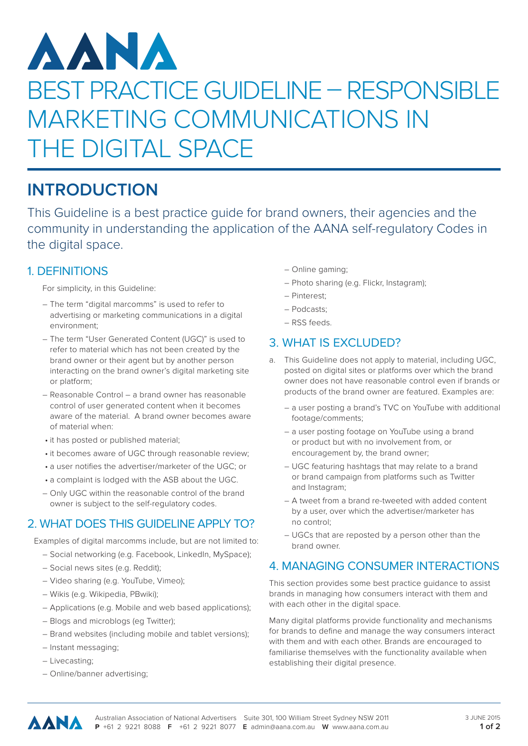AANA

# BEST PRACTICE GUIDELINE – RESPONSIBLE MARKETING COMMUNICATIONS IN THE DIGITAL SPACE

## INTRODUCTION

This Guideline is a best practice guide for brand owners, their agencies and the community in understanding the application of the AANA self-regulatory Codes in the digital space.

### 1. DEFINITIONS

For simplicity, in this Guideline:

- The term "digital marcomms" is used to refer to advertising or marketing communications in a digital environment;
- The term "User Generated Content (UGC)" is used to refer to material which has not been created by the brand owner or their agent but by another person interacting on the brand owner's digital marketing site or platform;
- Reasonable Control – a brand owner has reasonable control of user generated content when it becomes aware of the material. A brand owner becomes aware of material when:
  - it has posted or published material;
  - it becomes aware of UGC through reasonable review;
  - a user notifies the advertiser/marketer of the UGC; or
  - a complaint is lodged with the ASB about the UGC.
- Only UGC within the reasonable control of the brand owner is subject to the self-regulatory codes.

### 2. WHAT DOES THIS GUIDELINE APPLY TO?

Examples of digital marcomms include, but are not limited to:

- Social networking (e.g. Facebook, LinkedIn, MySpace);
- Social news sites (e.g. Reddit);
- Video sharing (e.g. YouTube, Vimeo);
- Wikis (e.g. Wikipedia, PBwiki);
- Applications (e.g. Mobile and web based applications);
- Blogs and microblogs (eg Twitter);
- Brand websites (including mobile and tablet versions);
- Instant messaging;
- Livecasting;
- Online/banner advertising;
- Online gaming;
- Photo sharing (e.g. Flickr, Instagram);
- Pinterest;
- Podcasts;
- RSS feeds.

### 3. WHAT IS EXCLUDED?

a. This Guideline does not apply to material, including UGC, posted on digital sites or platforms over which the brand owner does not have reasonable control even if brands or products of the brand owner are featured. Examples are:

- a user posting a brand's TVC on YouTube with additional footage/comments;
- a user posting footage on YouTube using a brand or product but with no involvement from, or encouragement by, the brand owner;
- UGC featuring hashtags that may relate to a brand or brand campaign from platforms such as Twitter and Instagram;
- A tweet from a brand re-tweeted with added content by a user, over which the advertiser/marketer has no control;
- UGCs that are reposted by a person other than the brand owner.

### 4. MANAGING CONSUMER INTERACTIONS

This section provides some best practice guidance to assist brands in managing how consumers interact with them and with each other in the digital space.

Many digital platforms provide functionality and mechanisms for brands to define and manage the way consumers interact with them and with each other. Brands are encouraged to familiarise themselves with the functionality available when establishing their digital presence.

Australian Association of National Advertisers Suite 301, 100 William Street Sydney NSW 2011
**P** +61 2 9221 8088 **F** +61 2 9221 8077 **E** admin@aana.com.au **W** www.aana.com.au

3 JUNE 2015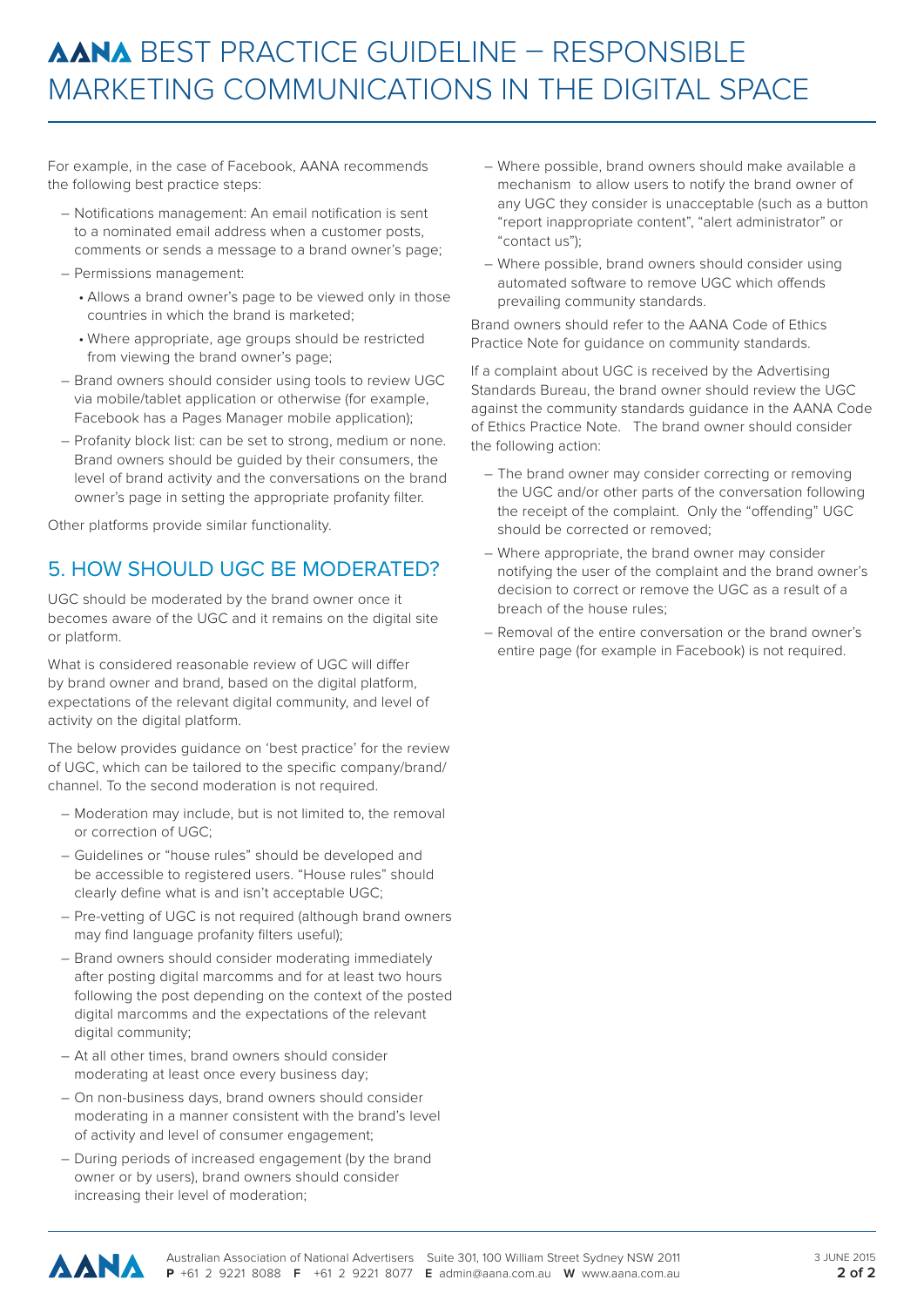# AANA BEST PRACTICE GUIDELINE – RESPONSIBLE MARKETING COMMUNICATIONS IN THE DIGITAL SPACE

For example, in the case of Facebook, AANA recommends the following best practice steps:

- Notifications management: An email notification is sent to a nominated email address when a customer posts, comments or sends a message to a brand owner's page;
- Permissions management:
  - Allows a brand owner's page to be viewed only in those countries in which the brand is marketed;
  - Where appropriate, age groups should be restricted from viewing the brand owner's page;
- Brand owners should consider using tools to review UGC via mobile/tablet application or otherwise (for example, Facebook has a Pages Manager mobile application);
- Profanity block list: can be set to strong, medium or none. Brand owners should be guided by their consumers, the level of brand activity and the conversations on the brand owner's page in setting the appropriate profanity filter.

Other platforms provide similar functionality.

## 5. HOW SHOULD UGC BE MODERATED?

UGC should be moderated by the brand owner once it becomes aware of the UGC and it remains on the digital site or platform.

What is considered reasonable review of UGC will differ by brand owner and brand, based on the digital platform, expectations of the relevant digital community, and level of activity on the digital platform.

The below provides guidance on 'best practice' for the review of UGC, which can be tailored to the specific company/brand/channel. To the second moderation is not required.

- Moderation may include, but is not limited to, the removal or correction of UGC;
- Guidelines or "house rules" should be developed and be accessible to registered users. "House rules" should clearly define what is and isn't acceptable UGC;
- Pre-vetting of UGC is not required (although brand owners may find language profanity filters useful);
- Brand owners should consider moderating immediately after posting digital marcomms and for at least two hours following the post depending on the context of the posted digital marcomms and the expectations of the relevant digital community;
- At all other times, brand owners should consider moderating at least once every business day;
- On non-business days, brand owners should consider moderating in a manner consistent with the brand's level of activity and level of consumer engagement;
- During periods of increased engagement (by the brand owner or by users), brand owners should consider increasing their level of moderation;
- Where possible, brand owners should make available a mechanism to allow users to notify the brand owner of any UGC they consider is unacceptable (such as a button "report inappropriate content", "alert administrator" or "contact us");
- Where possible, brand owners should consider using automated software to remove UGC which offends prevailing community standards.

Brand owners should refer to the AANA Code of Ethics Practice Note for guidance on community standards.

If a complaint about UGC is received by the Advertising Standards Bureau, the brand owner should review the UGC against the community standards guidance in the AANA Code of Ethics Practice Note. The brand owner should consider the following action:

- The brand owner may consider correcting or removing the UGC and/or other parts of the conversation following the receipt of the complaint. Only the "offending" UGC should be corrected or removed;
- Where appropriate, the brand owner may consider notifying the user of the complaint and the brand owner's decision to correct or remove the UGC as a result of a breach of the house rules;
- Removal of the entire conversation or the brand owner's entire page (for example in Facebook) is not required.

Australian Association of National Advertisers Suite 301, 100 William Street Sydney NSW 2011
**P** +61 2 9221 8088 **F** +61 2 9221 8077 **E** admin@aana.com.au **W** www.aana.com.au

3 JUNE 2015